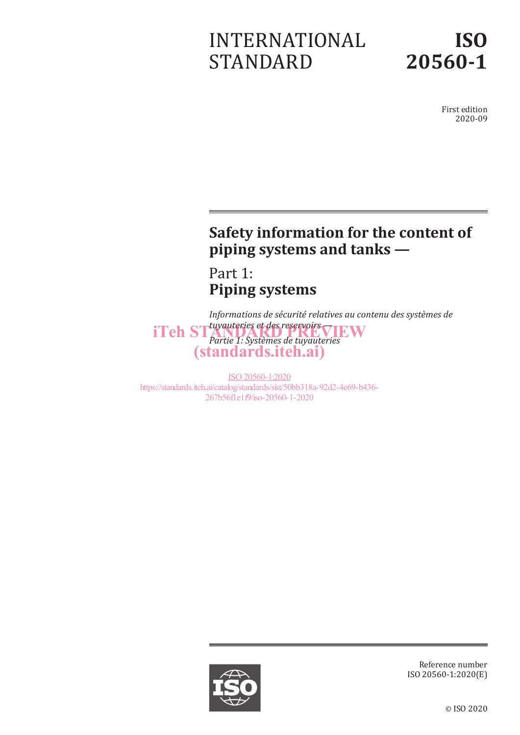# INTERNATIONAL STANDARD

# ISO 20560-1

First edition
2020-09

## Safety information for the content of piping systems and tanks —

## Part 1: Piping systems

*Informations de sécurité relatives au contenu des systèmes de tuyauteries et des reservoirs —*

*Partie 1: Systèmes de tuyauteries*

iTeh STANDARD PREVIEW
(standards.iteh.ai)

ISO 20560-1:2020
https://standards.iteh.ai/catalog/standards/sist/50bb318a-92d2-4e69-b436-267b56f1e1f9/iso-20560-1-2020

Reference number
ISO 20560-1:2020(E)

© ISO 2020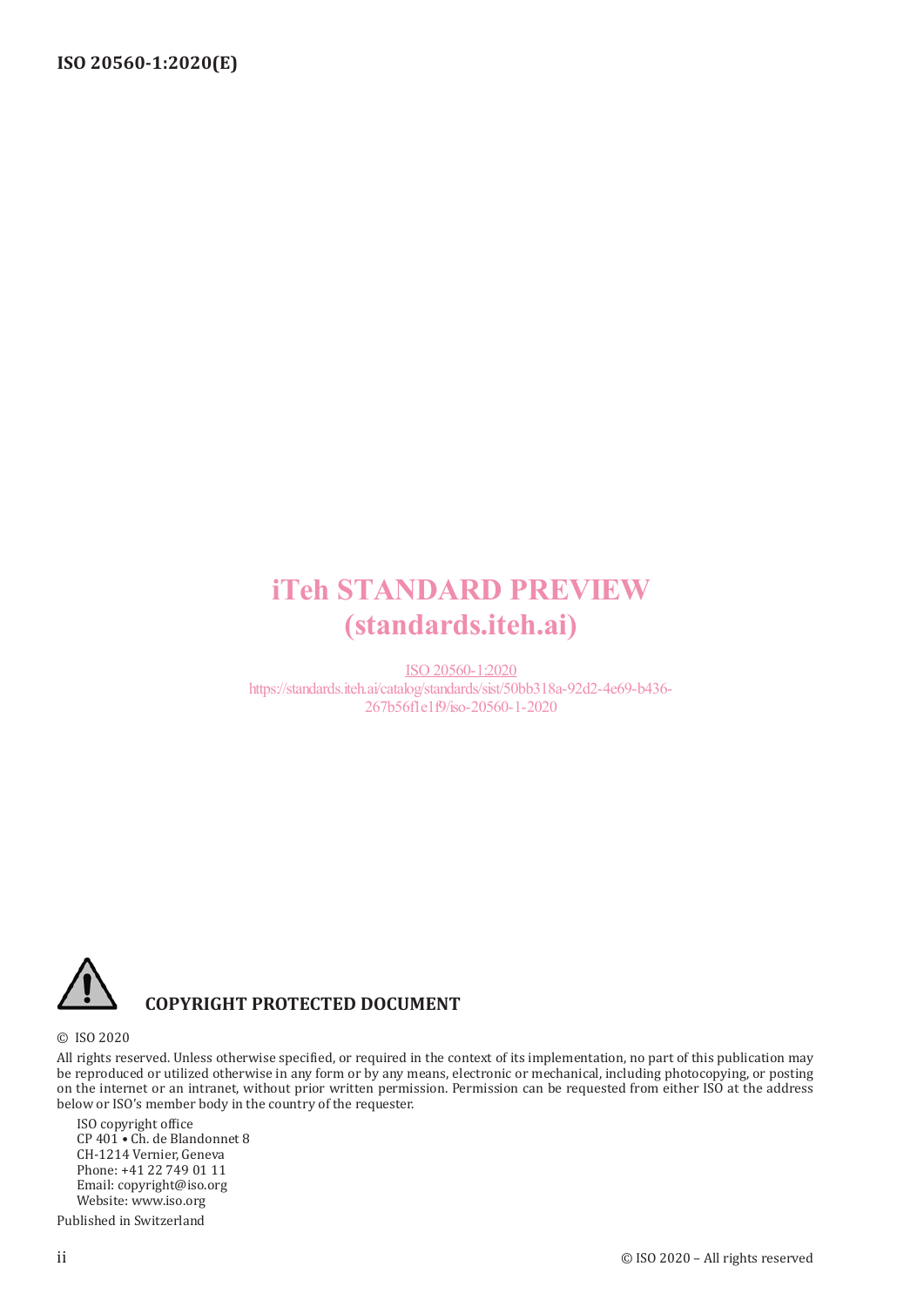iTeh STANDARD PREVIEW
(standards.iteh.ai)

ISO 20560-1:2020
https://standards.iteh.ai/catalog/standards/sist/50bb318a-92d2-4e69-b436-267b56f1e1f9/iso-20560-1-2020

**COPYRIGHT PROTECTED DOCUMENT**

© ISO 2020

All rights reserved. Unless otherwise specified, or required in the context of its implementation, no part of this publication may be reproduced or utilized otherwise in any form or by any means, electronic or mechanical, including photocopying, or posting on the internet or an intranet, without prior written permission. Permission can be requested from either ISO at the address below or ISO's member body in the country of the requester.

ISO copyright office
CP 401 • Ch. de Blandonnet 8
CH-1214 Vernier, Geneva
Phone: +41 22 749 01 11
Email: copyright@iso.org
Website: www.iso.org

Published in Switzerland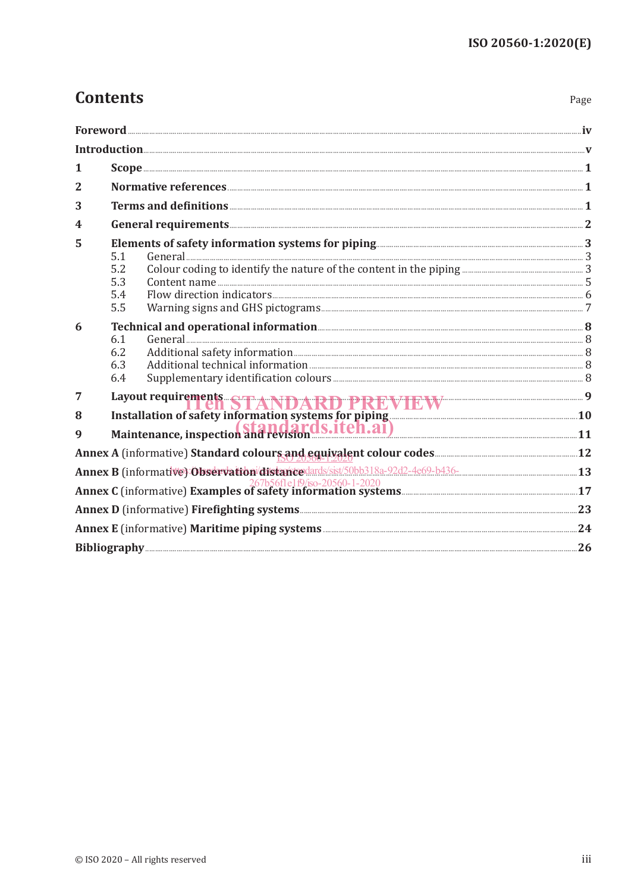# Contents

Page

| | | |
|---|---|---|
| **Foreword** | | **iv** |
| **Introduction** | | **v** |
| **1** | **Scope** | **1** |
| **2** | **Normative references** | **1** |
| **3** | **Terms and definitions** | **1** |
| **4** | **General requirements** | **2** |
| **5** | **Elements of safety information systems for piping** | **3** |
| | 5.1 General | 3 |
| | 5.2 Colour coding to identify the nature of the content in the piping | 3 |
| | 5.3 Content name | 5 |
| | 5.4 Flow direction indicators | 6 |
| | 5.5 Warning signs and GHS pictograms | 7 |
| **6** | **Technical and operational information** | **8** |
| | 6.1 General | 8 |
| | 6.2 Additional safety information | 8 |
| | 6.3 Additional technical information | 8 |
| | 6.4 Supplementary identification colours | 8 |
| **7** | **Layout requirements** | **9** |
| **8** | **Installation of safety information systems for piping** | **10** |
| **9** | **Maintenance, inspection and revision** | **11** |
| **Annex A** (informative) **Standard colours and equivalent colour codes** | | **12** |
| **Annex B** (informative) **Observation distance** | | **13** |
| **Annex C** (informative) **Examples of safety information systems** | | **17** |
| **Annex D** (informative) **Firefighting systems** | | **23** |
| **Annex E** (informative) **Maritime piping systems** | | **24** |
| **Bibliography** | | **26** |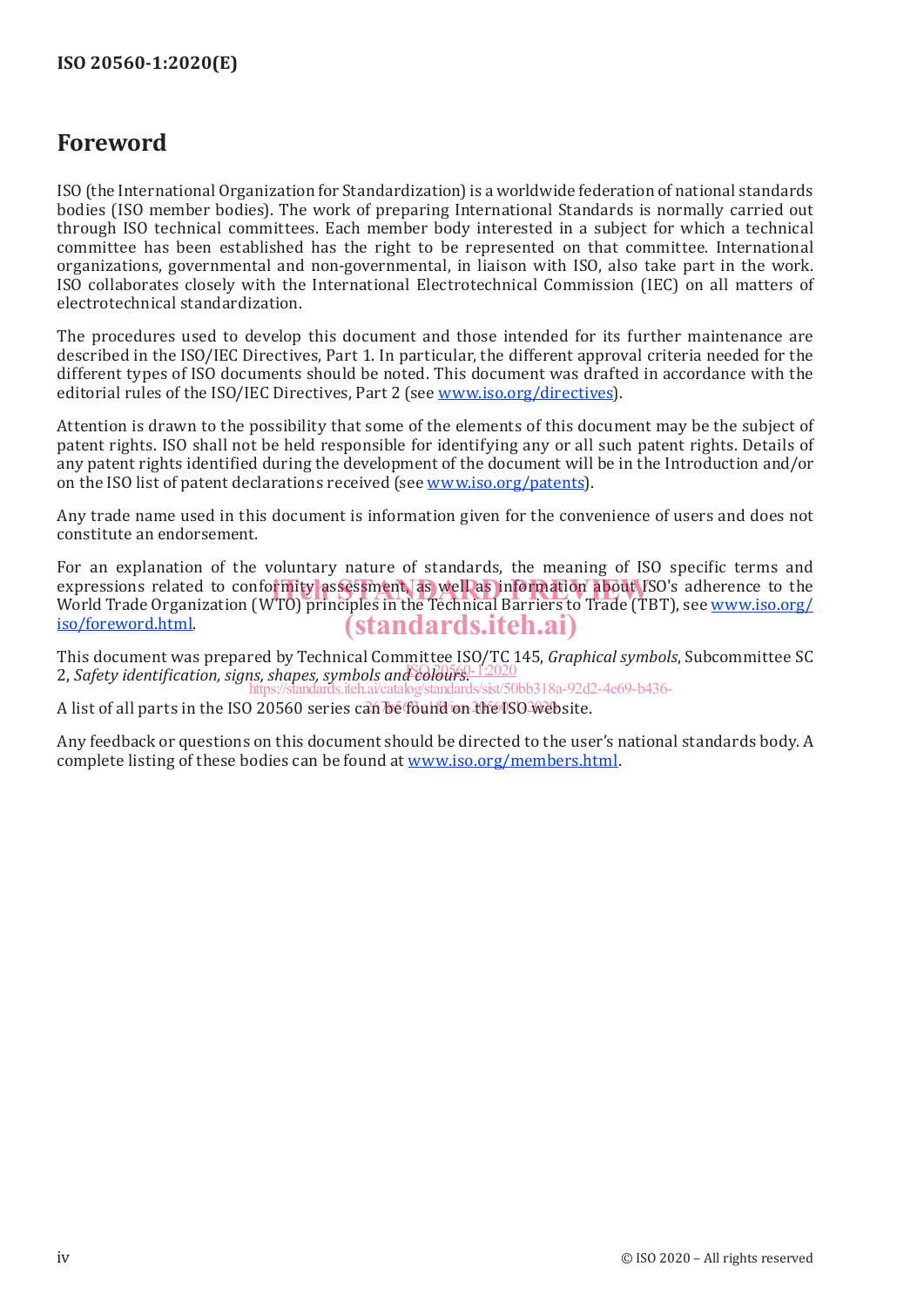# Foreword

ISO (the International Organization for Standardization) is a worldwide federation of national standards bodies (ISO member bodies). The work of preparing International Standards is normally carried out through ISO technical committees. Each member body interested in a subject for which a technical committee has been established has the right to be represented on that committee. International organizations, governmental and non-governmental, in liaison with ISO, also take part in the work. ISO collaborates closely with the International Electrotechnical Commission (IEC) on all matters of electrotechnical standardization.

The procedures used to develop this document and those intended for its further maintenance are described in the ISO/IEC Directives, Part 1. In particular, the different approval criteria needed for the different types of ISO documents should be noted. This document was drafted in accordance with the editorial rules of the ISO/IEC Directives, Part 2 (see www.iso.org/directives).

Attention is drawn to the possibility that some of the elements of this document may be the subject of patent rights. ISO shall not be held responsible for identifying any or all such patent rights. Details of any patent rights identified during the development of the document will be in the Introduction and/or on the ISO list of patent declarations received (see www.iso.org/patents).

Any trade name used in this document is information given for the convenience of users and does not constitute an endorsement.

For an explanation of the voluntary nature of standards, the meaning of ISO specific terms and expressions related to conformity assessment, as well as information about ISO's adherence to the World Trade Organization (WTO) principles in the Technical Barriers to Trade (TBT), see www.iso.org/iso/foreword.html.

This document was prepared by Technical Committee ISO/TC 145, *Graphical symbols*, Subcommittee SC 2, *Safety identification, signs, shapes, symbols and colours*.

A list of all parts in the ISO 20560 series can be found on the ISO website.

Any feedback or questions on this document should be directed to the user's national standards body. A complete listing of these bodies can be found at www.iso.org/members.html.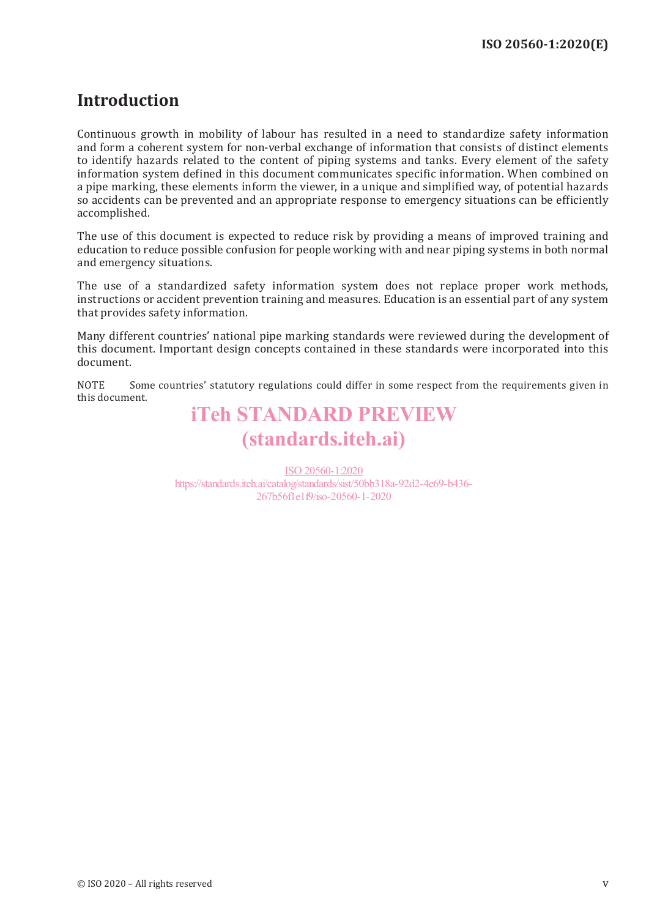# Introduction

Continuous growth in mobility of labour has resulted in a need to standardize safety information and form a coherent system for non-verbal exchange of information that consists of distinct elements to identify hazards related to the content of piping systems and tanks. Every element of the safety information system defined in this document communicates specific information. When combined on a pipe marking, these elements inform the viewer, in a unique and simplified way, of potential hazards so accidents can be prevented and an appropriate response to emergency situations can be efficiently accomplished.

The use of this document is expected to reduce risk by providing a means of improved training and education to reduce possible confusion for people working with and near piping systems in both normal and emergency situations.

The use of a standardized safety information system does not replace proper work methods, instructions or accident prevention training and measures. Education is an essential part of any system that provides safety information.

Many different countries' national pipe marking standards were reviewed during the development of this document. Important design concepts contained in these standards were incorporated into this document.

NOTE Some countries' statutory regulations could differ in some respect from the requirements given in this document.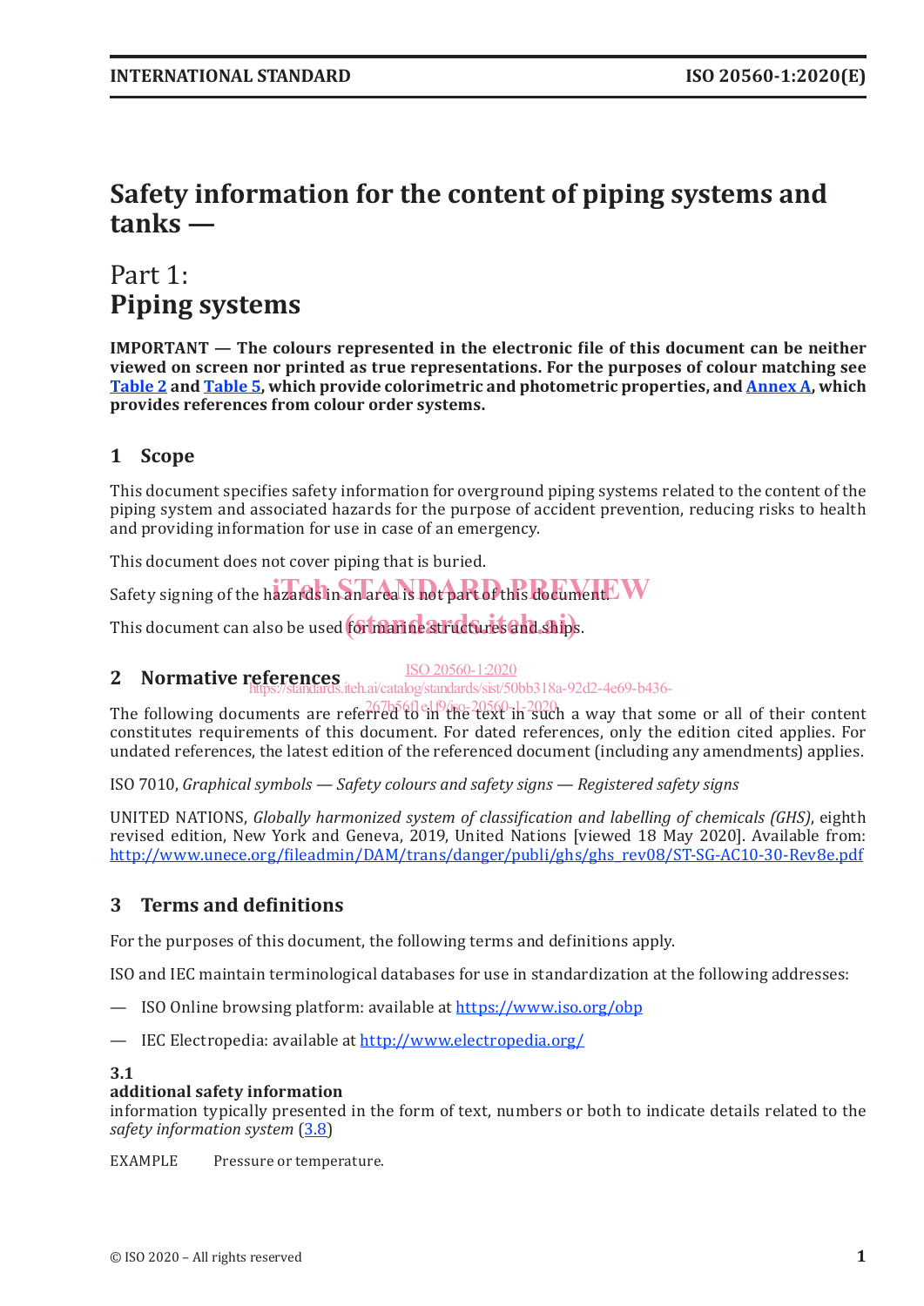# Safety information for the content of piping systems and tanks —

## Part 1: Piping systems

**IMPORTANT — The colours represented in the electronic file of this document can be neither viewed on screen nor printed as true representations. For the purposes of colour matching see Table 2 and Table 5, which provide colorimetric and photometric properties, and Annex A, which provides references from colour order systems.**

## 1 Scope

This document specifies safety information for overground piping systems related to the content of the piping system and associated hazards for the purpose of accident prevention, reducing risks to health and providing information for use in case of an emergency.

This document does not cover piping that is buried.

Safety signing of the hazards in an area is not part of this document.

This document can also be used for marine structures and ships.

## 2 Normative references

The following documents are referred to in the text in such a way that some or all of their content constitutes requirements of this document. For dated references, only the edition cited applies. For undated references, the latest edition of the referenced document (including any amendments) applies.

ISO 7010, *Graphical symbols — Safety colours and safety signs — Registered safety signs*

UNITED NATIONS, *Globally harmonized system of classification and labelling of chemicals (GHS)*, eighth revised edition, New York and Geneva, 2019, United Nations [viewed 18 May 2020]. Available from: http://www.unece.org/fileadmin/DAM/trans/danger/publi/ghs/ghs_rev08/ST-SG-AC10-30-Rev8e.pdf

## 3 Terms and definitions

For the purposes of this document, the following terms and definitions apply.

ISO and IEC maintain terminological databases for use in standardization at the following addresses:

— ISO Online browsing platform: available at https://www.iso.org/obp

— IEC Electropedia: available at http://www.electropedia.org/

**3.1**
**additional safety information**
information typically presented in the form of text, numbers or both to indicate details related to the *safety information system* (3.8)

EXAMPLE Pressure or temperature.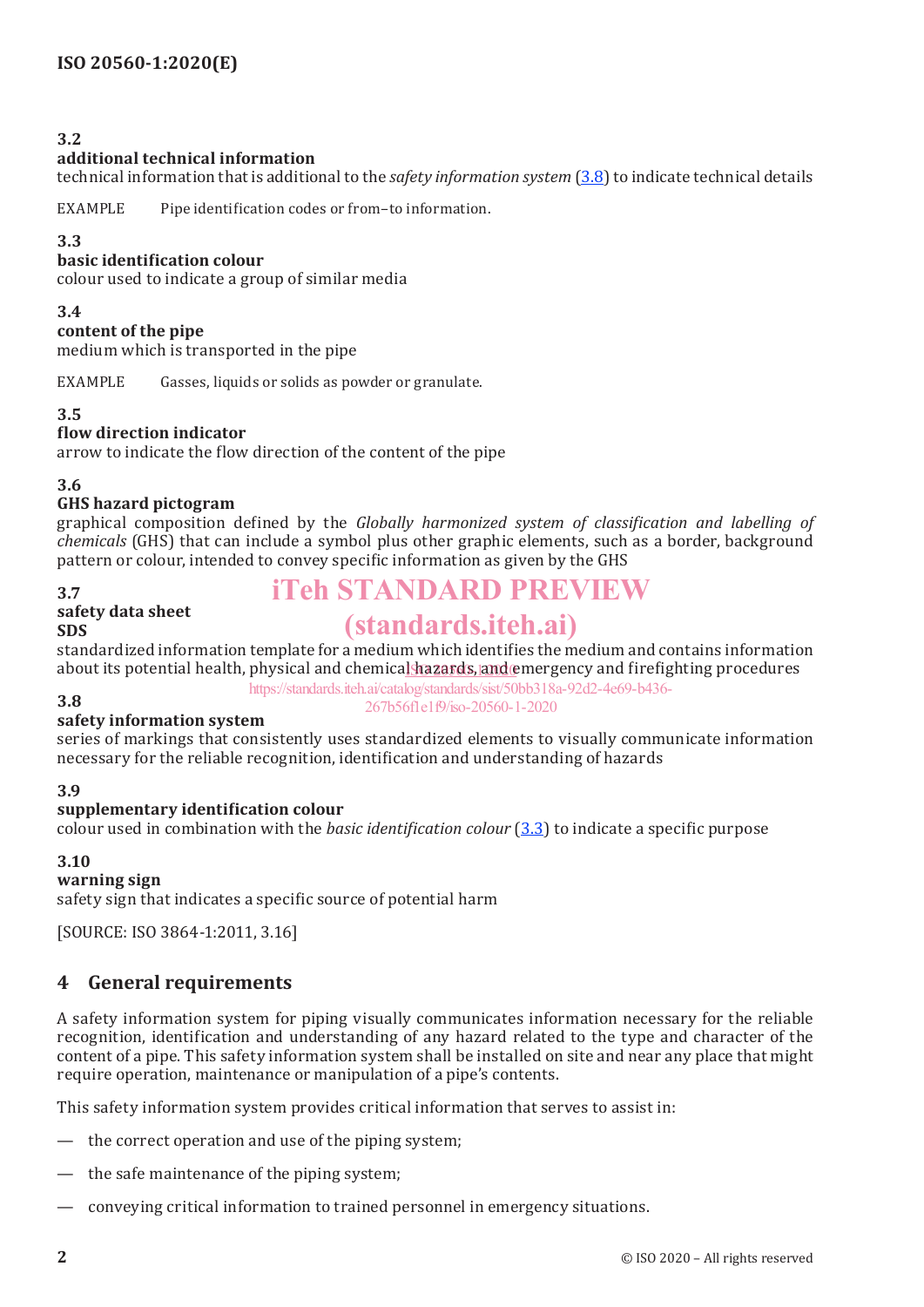**3.2**
**additional technical information**
technical information that is additional to the *safety information system* (3.8) to indicate technical details

EXAMPLE  Pipe identification codes or from–to information.

**3.3**
**basic identification colour**
colour used to indicate a group of similar media

**3.4**
**content of the pipe**
medium which is transported in the pipe

EXAMPLE  Gasses, liquids or solids as powder or granulate.

**3.5**
**flow direction indicator**
arrow to indicate the flow direction of the content of the pipe

**3.6**
**GHS hazard pictogram**
graphical composition defined by the *Globally harmonized system of classification and labelling of chemicals* (GHS) that can include a symbol plus other graphic elements, such as a border, background pattern or colour, intended to convey specific information as given by the GHS

**3.7**
**safety data sheet**
**SDS**
standardized information template for a medium which identifies the medium and contains information about its potential health, physical and chemical hazards, and emergency and firefighting procedures

**3.8**
**safety information system**
series of markings that consistently uses standardized elements to visually communicate information necessary for the reliable recognition, identification and understanding of hazards

**3.9**
**supplementary identification colour**
colour used in combination with the *basic identification colour* (3.3) to indicate a specific purpose

**3.10**
**warning sign**
safety sign that indicates a specific source of potential harm

[SOURCE: ISO 3864-1:2011, 3.16]

## 4 General requirements

A safety information system for piping visually communicates information necessary for the reliable recognition, identification and understanding of any hazard related to the type and character of the content of a pipe. This safety information system shall be installed on site and near any place that might require operation, maintenance or manipulation of a pipe's contents.

This safety information system provides critical information that serves to assist in:

— the correct operation and use of the piping system;

— the safe maintenance of the piping system;

— conveying critical information to trained personnel in emergency situations.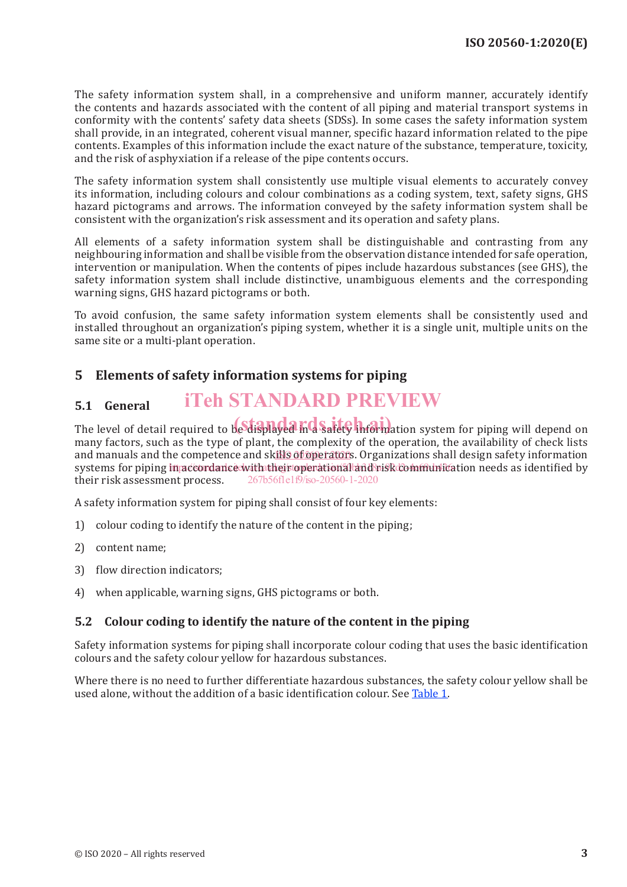The safety information system shall, in a comprehensive and uniform manner, accurately identify the contents and hazards associated with the content of all piping and material transport systems in conformity with the contents' safety data sheets (SDSs). In some cases the safety information system shall provide, in an integrated, coherent visual manner, specific hazard information related to the pipe contents. Examples of this information include the exact nature of the substance, temperature, toxicity, and the risk of asphyxiation if a release of the pipe contents occurs.

The safety information system shall consistently use multiple visual elements to accurately convey its information, including colours and colour combinations as a coding system, text, safety signs, GHS hazard pictograms and arrows. The information conveyed by the safety information system shall be consistent with the organization's risk assessment and its operation and safety plans.

All elements of a safety information system shall be distinguishable and contrasting from any neighbouring information and shall be visible from the observation distance intended for safe operation, intervention or manipulation. When the contents of pipes include hazardous substances (see GHS), the safety information system shall include distinctive, unambiguous elements and the corresponding warning signs, GHS hazard pictograms or both.

To avoid confusion, the same safety information system elements shall be consistently used and installed throughout an organization's piping system, whether it is a single unit, multiple units on the same site or a multi-plant operation.

## 5 Elements of safety information systems for piping

### 5.1 General

The level of detail required to be displayed in a safety information system for piping will depend on many factors, such as the type of plant, the complexity of the operation, the availability of check lists and manuals and the competence and skills of operators. Organizations shall design safety information systems for piping in accordance with their operational and risk communication needs as identified by their risk assessment process.

A safety information system for piping shall consist of four key elements:

1) colour coding to identify the nature of the content in the piping;

2) content name;

3) flow direction indicators;

4) when applicable, warning signs, GHS pictograms or both.

### 5.2 Colour coding to identify the nature of the content in the piping

Safety information systems for piping shall incorporate colour coding that uses the basic identification colours and the safety colour yellow for hazardous substances.

Where there is no need to further differentiate hazardous substances, the safety colour yellow shall be used alone, without the addition of a basic identification colour. See Table 1.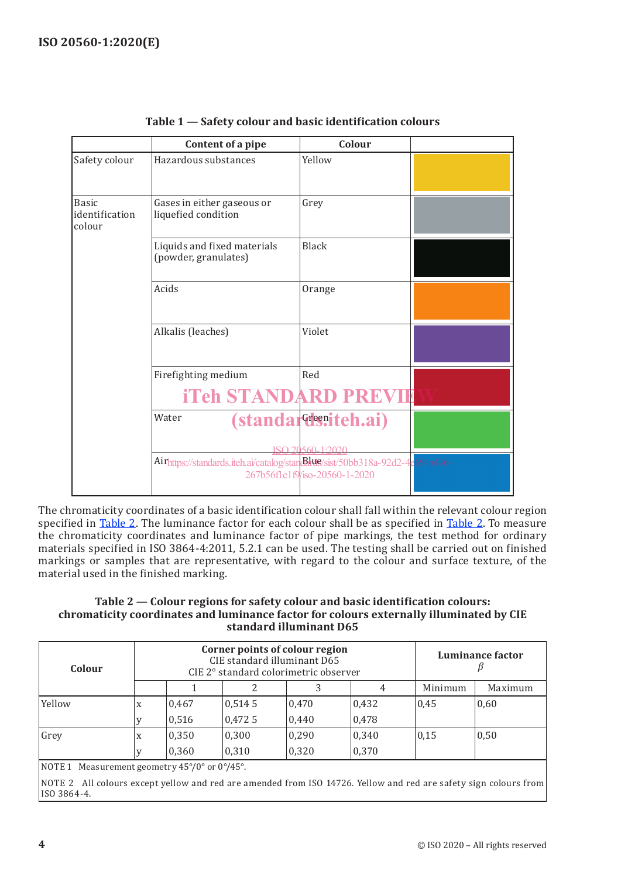**Table 1 — Safety colour and basic identification colours**

| | Content of a pipe | Colour | |
|---|---|---|---|
| Safety colour | Hazardous substances | Yellow | |
| Basic identification colour | Gases in either gaseous or liquefied condition | Grey | |
| | Liquids and fixed materials (powder, granulates) | Black | |
| | Acids | Orange | |
| | Alkalis (leaches) | Violet | |
| | Firefighting medium | Red | |
| | Water | Green | |
| | Air | Blue | |

The chromaticity coordinates of a basic identification colour shall fall within the relevant colour region specified in Table 2. The luminance factor for each colour shall be as specified in Table 2. To measure the chromaticity coordinates and luminance factor of pipe markings, the test method for ordinary materials specified in ISO 3864-4:2011, 5.2.1 can be used. The testing shall be carried out on finished markings or samples that are representative, with regard to the colour and surface texture, of the material used in the finished marking.

**Table 2 — Colour regions for safety colour and basic identification colours: chromaticity coordinates and luminance factor for colours externally illuminated by CIE standard illuminant D65**

| Colour | Corner points of colour region<br>CIE standard illuminant D65<br>CIE 2° standard colorimetric observer | | | | | Luminance factor<br>$\beta$ | |
|---|---|---|---|---|---|---|---|
| | | 1 | 2 | 3 | 4 | Minimum | Maximum |
| Yellow | x | 0,467 | 0,514 5 | 0,470 | 0,432 | 0,45 | 0,60 |
| | y | 0,516 | 0,472 5 | 0,440 | 0,478 | | |
| Grey | x | 0,350 | 0,300 | 0,290 | 0,340 | 0,15 | 0,50 |
| | y | 0,360 | 0,310 | 0,320 | 0,370 | | |

NOTE 1 Measurement geometry 45°/0° or 0°/45°.

NOTE 2 All colours except yellow and red are amended from ISO 14726. Yellow and red are safety sign colours from ISO 3864-4.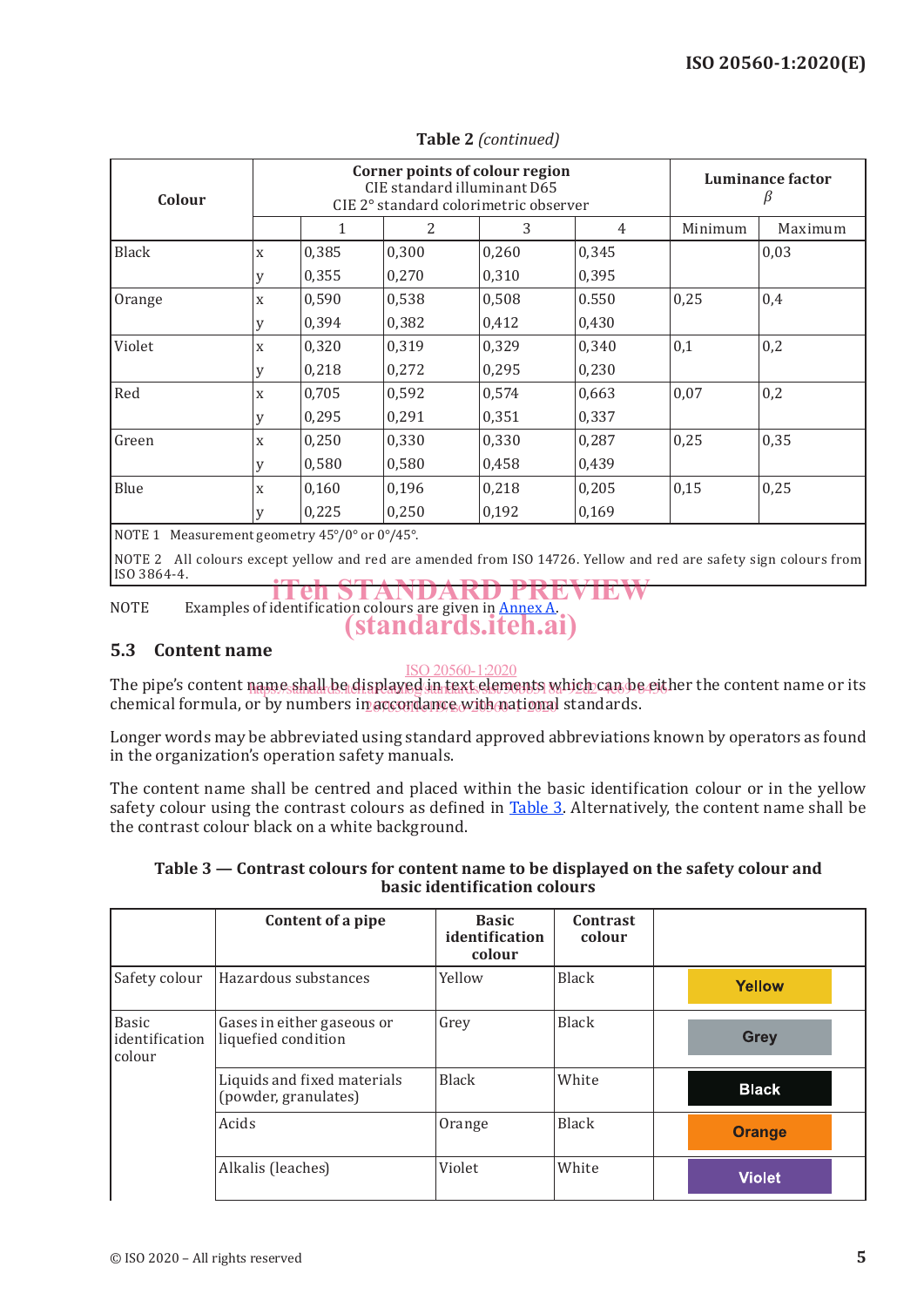**Table 2** *(continued)*

| Colour | Corner points of colour region<br>CIE standard illuminant D65<br>CIE 2° standard colorimetric observer | | | | | Luminance factor<br>$\beta$ | |
|---|---|---|---|---|---|---|---|
| | | 1 | 2 | 3 | 4 | Minimum | Maximum |
| Black | x | 0,385 | 0,300 | 0,260 | 0,345 | | 0,03 |
| | y | 0,355 | 0,270 | 0,310 | 0,395 | | |
| Orange | x | 0,590 | 0,538 | 0,508 | 0.550 | 0,25 | 0,4 |
| | y | 0,394 | 0,382 | 0,412 | 0,430 | | |
| Violet | x | 0,320 | 0,319 | 0,329 | 0,340 | 0,1 | 0,2 |
| | y | 0,218 | 0,272 | 0,295 | 0,230 | | |
| Red | x | 0,705 | 0,592 | 0,574 | 0,663 | 0,07 | 0,2 |
| | y | 0,295 | 0,291 | 0,351 | 0,337 | | |
| Green | x | 0,250 | 0,330 | 0,330 | 0,287 | 0,25 | 0,35 |
| | y | 0,580 | 0,580 | 0,458 | 0,439 | | |
| Blue | x | 0,160 | 0,196 | 0,218 | 0,205 | 0,15 | 0,25 |
| | y | 0,225 | 0,250 | 0,192 | 0,169 | | |

NOTE 1 Measurement geometry 45°/0° or 0°/45°.

NOTE 2 All colours except yellow and red are amended from ISO 14726. Yellow and red are safety sign colours from ISO 3864-4.

NOTE Examples of identification colours are given in Annex A.

## 5.3 Content name

The pipe's content name shall be displayed in text elements which can be either the content name or its chemical formula, or by numbers in accordance with national standards.

Longer words may be abbreviated using standard approved abbreviations known by operators as found in the organization's operation safety manuals.

The content name shall be centred and placed within the basic identification colour or in the yellow safety colour using the contrast colours as defined in Table 3. Alternatively, the content name shall be the contrast colour black on a white background.

**Table 3 — Contrast colours for content name to be displayed on the safety colour and basic identification colours**

| | Content of a pipe | Basic identification colour | Contrast colour | |
|---|---|---|---|---|
| Safety colour | Hazardous substances | Yellow | Black | Yellow |
| Basic identification colour | Gases in either gaseous or liquefied condition | Grey | Black | Grey |
| | Liquids and fixed materials (powder, granulates) | Black | White | Black |
| | Acids | Orange | Black | Orange |
| | Alkalis (leaches) | Violet | White | Violet |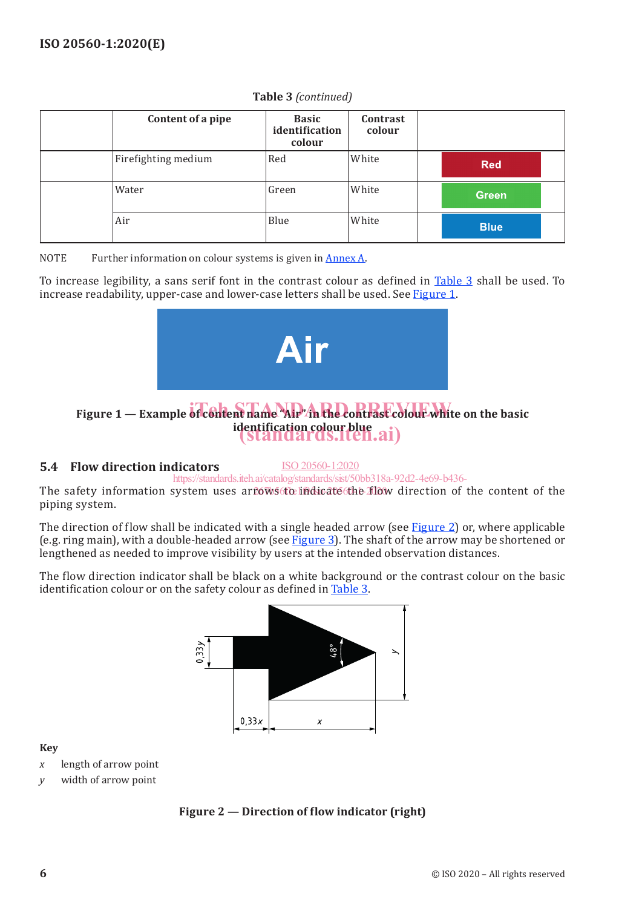**Table 3** *(continued)*

| | Content of a pipe | Basic identification colour | Contrast colour | |
|---|---|---|---|---|
| | Firefighting medium | Red | White | Red |
| | Water | Green | White | Green |
| | Air | Blue | White | Blue |

NOTE Further information on colour systems is given in Annex A.

To increase legibility, a sans serif font in the contrast colour as defined in Table 3 shall be used. To increase readability, upper-case and lower-case letters shall be used. See Figure 1.

Air

**Figure 1 — Example of content name "Air" in the contrast colour white on the basic identification colour blue**

## 5.4 Flow direction indicators

The safety information system uses arrows to indicate the flow direction of the content of the piping system.

The direction of flow shall be indicated with a single headed arrow (see Figure 2) or, where applicable (e.g. ring main), with a double-headed arrow (see Figure 3). The shaft of the arrow may be shortened or lengthened as needed to improve visibility by users at the intended observation distances.

The flow direction indicator shall be black on a white background or the contrast colour on the basic identification colour or on the safety colour as defined in Table 3.

0,33*y*

48°

*y*

0,33*x*

*x*

**Key**

*x* length of arrow point

*y* width of arrow point

**Figure 2 — Direction of flow indicator (right)**